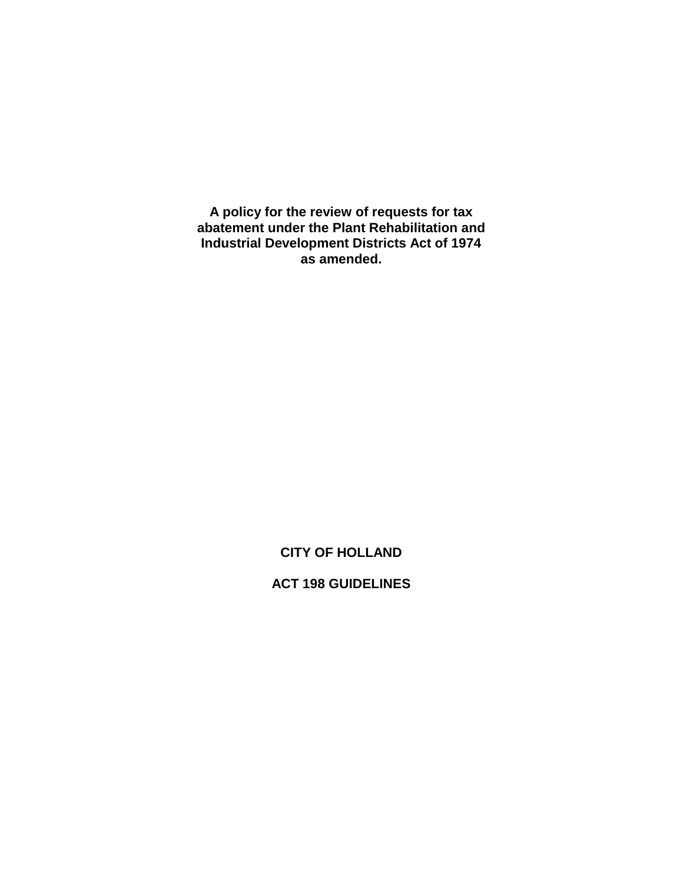**A policy for the review of requests for tax abatement under the Plant Rehabilitation and Industrial Development Districts Act of 1974 as amended.**

**CITY OF HOLLAND**

**ACT 198 GUIDELINES**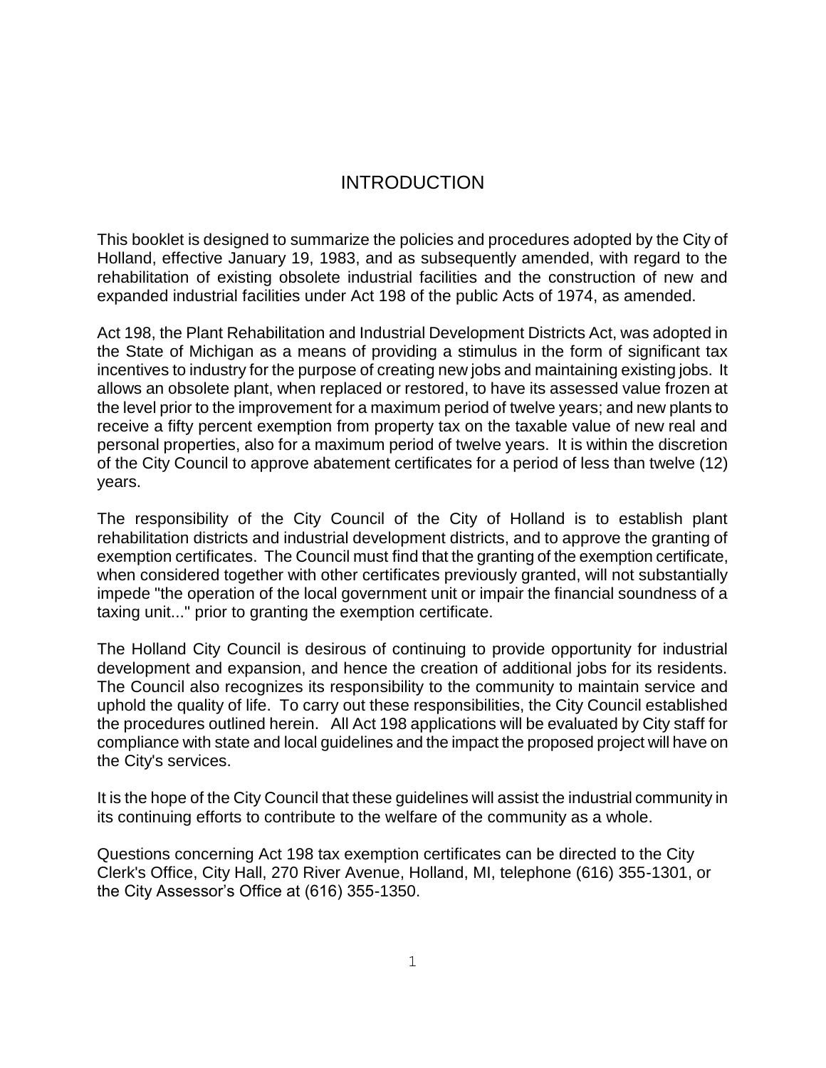# INTRODUCTION

This booklet is designed to summarize the policies and procedures adopted by the City of Holland, effective January 19, 1983, and as subsequently amended, with regard to the rehabilitation of existing obsolete industrial facilities and the construction of new and expanded industrial facilities under Act 198 of the public Acts of 1974, as amended.

Act 198, the Plant Rehabilitation and Industrial Development Districts Act, was adopted in the State of Michigan as a means of providing a stimulus in the form of significant tax incentives to industry for the purpose of creating new jobs and maintaining existing jobs. It allows an obsolete plant, when replaced or restored, to have its assessed value frozen at the level prior to the improvement for a maximum period of twelve years; and new plants to receive a fifty percent exemption from property tax on the taxable value of new real and personal properties, also for a maximum period of twelve years. It is within the discretion of the City Council to approve abatement certificates for a period of less than twelve (12) years.

The responsibility of the City Council of the City of Holland is to establish plant rehabilitation districts and industrial development districts, and to approve the granting of exemption certificates. The Council must find that the granting of the exemption certificate, when considered together with other certificates previously granted, will not substantially impede "the operation of the local government unit or impair the financial soundness of a taxing unit..." prior to granting the exemption certificate.

The Holland City Council is desirous of continuing to provide opportunity for industrial development and expansion, and hence the creation of additional jobs for its residents. The Council also recognizes its responsibility to the community to maintain service and uphold the quality of life. To carry out these responsibilities, the City Council established the procedures outlined herein. All Act 198 applications will be evaluated by City staff for compliance with state and local guidelines and the impact the proposed project will have on the City's services.

It is the hope of the City Council that these guidelines will assist the industrial community in its continuing efforts to contribute to the welfare of the community as a whole.

Questions concerning Act 198 tax exemption certificates can be directed to the City Clerk's Office, City Hall, 270 River Avenue, Holland, MI, telephone (616) 355-1301, or the City Assessor's Office at (616) 355-1350.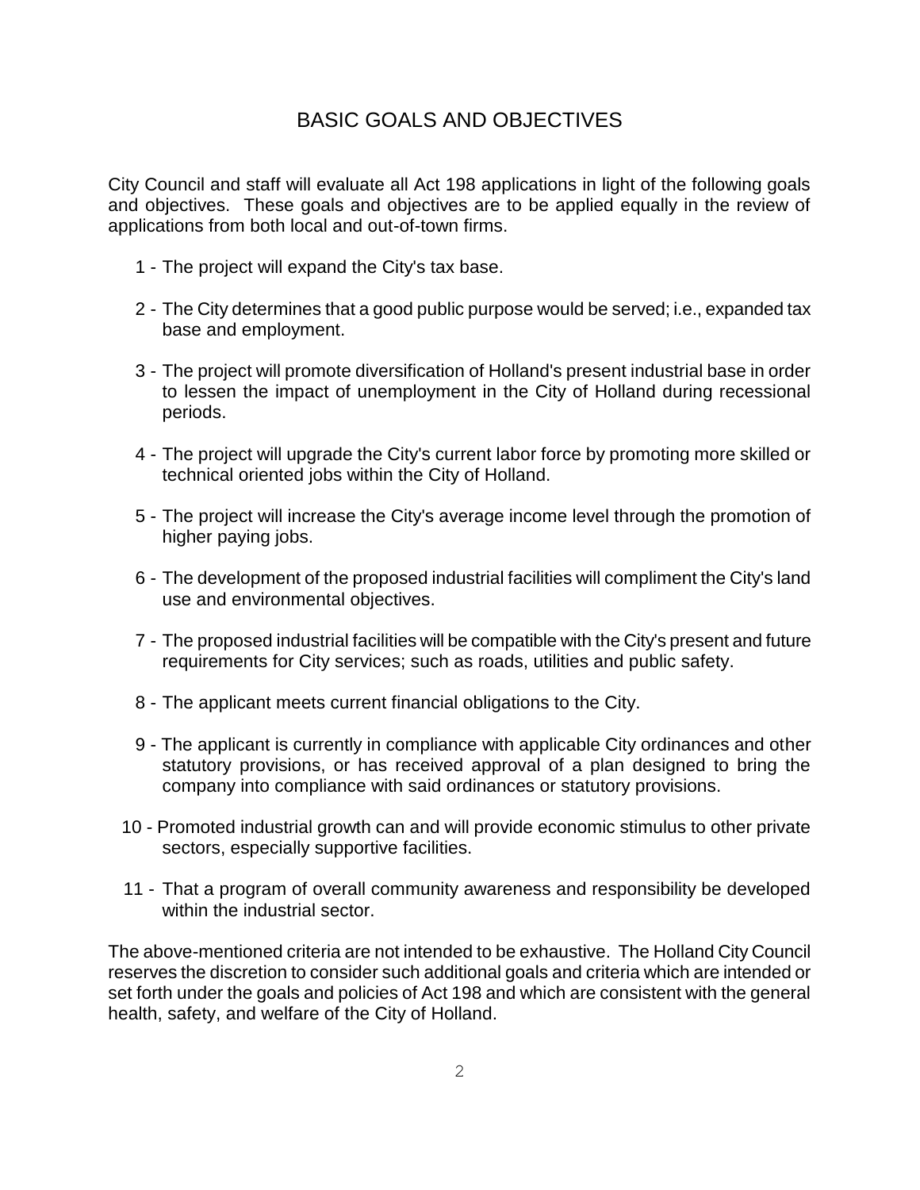# BASIC GOALS AND OBJECTIVES

City Council and staff will evaluate all Act 198 applications in light of the following goals and objectives. These goals and objectives are to be applied equally in the review of applications from both local and out-of-town firms.

1 - The project will expand the City's tax base.

2 - The City determines that a good public purpose would be served; i.e., expanded tax base and employment.

3 - The project will promote diversification of Holland's present industrial base in order to lessen the impact of unemployment in the City of Holland during recessional periods.

4 - The project will upgrade the City's current labor force by promoting more skilled or technical oriented jobs within the City of Holland.

5 - The project will increase the City's average income level through the promotion of higher paying jobs.

6 - The development of the proposed industrial facilities will compliment the City's land use and environmental objectives.

7 - The proposed industrial facilities will be compatible with the City's present and future requirements for City services; such as roads, utilities and public safety.

8 - The applicant meets current financial obligations to the City.

9 - The applicant is currently in compliance with applicable City ordinances and other statutory provisions, or has received approval of a plan designed to bring the company into compliance with said ordinances or statutory provisions.

10 - Promoted industrial growth can and will provide economic stimulus to other private sectors, especially supportive facilities.

11 - That a program of overall community awareness and responsibility be developed within the industrial sector.

The above-mentioned criteria are not intended to be exhaustive. The Holland City Council reserves the discretion to consider such additional goals and criteria which are intended or set forth under the goals and policies of Act 198 and which are consistent with the general health, safety, and welfare of the City of Holland.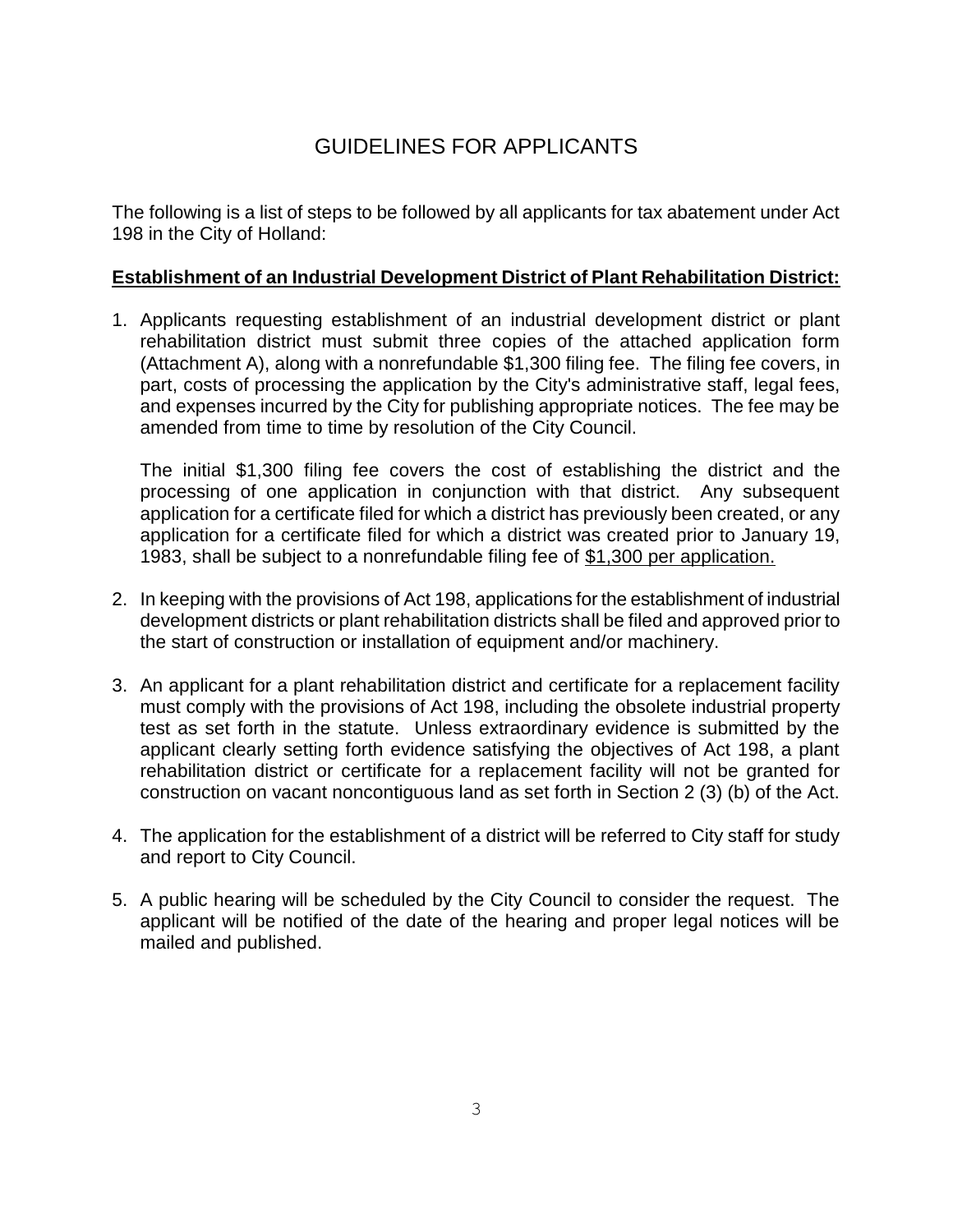# GUIDELINES FOR APPLICANTS

The following is a list of steps to be followed by all applicants for tax abatement under Act 198 in the City of Holland:

**Establishment of an Industrial Development District of Plant Rehabilitation District:**

1. Applicants requesting establishment of an industrial development district or plant rehabilitation district must submit three copies of the attached application form (Attachment A), along with a nonrefundable $1,300 filing fee. The filing fee covers, in part, costs of processing the application by the City's administrative staff, legal fees, and expenses incurred by the City for publishing appropriate notices. The fee may be amended from time to time by resolution of the City Council.

   The initial $1,300 filing fee covers the cost of establishing the district and the processing of one application in conjunction with that district. Any subsequent application for a certificate filed for which a district has previously been created, or any application for a certificate filed for which a district was created prior to January 19, 1983, shall be subject to a nonrefundable filing fee of <u>$1,300 per application.</u>

2. In keeping with the provisions of Act 198, applications for the establishment of industrial development districts or plant rehabilitation districts shall be filed and approved prior to the start of construction or installation of equipment and/or machinery.

3. An applicant for a plant rehabilitation district and certificate for a replacement facility must comply with the provisions of Act 198, including the obsolete industrial property test as set forth in the statute. Unless extraordinary evidence is submitted by the applicant clearly setting forth evidence satisfying the objectives of Act 198, a plant rehabilitation district or certificate for a replacement facility will not be granted for construction on vacant noncontiguous land as set forth in Section 2 (3) (b) of the Act.

4. The application for the establishment of a district will be referred to City staff for study and report to City Council.

5. A public hearing will be scheduled by the City Council to consider the request. The applicant will be notified of the date of the hearing and proper legal notices will be mailed and published.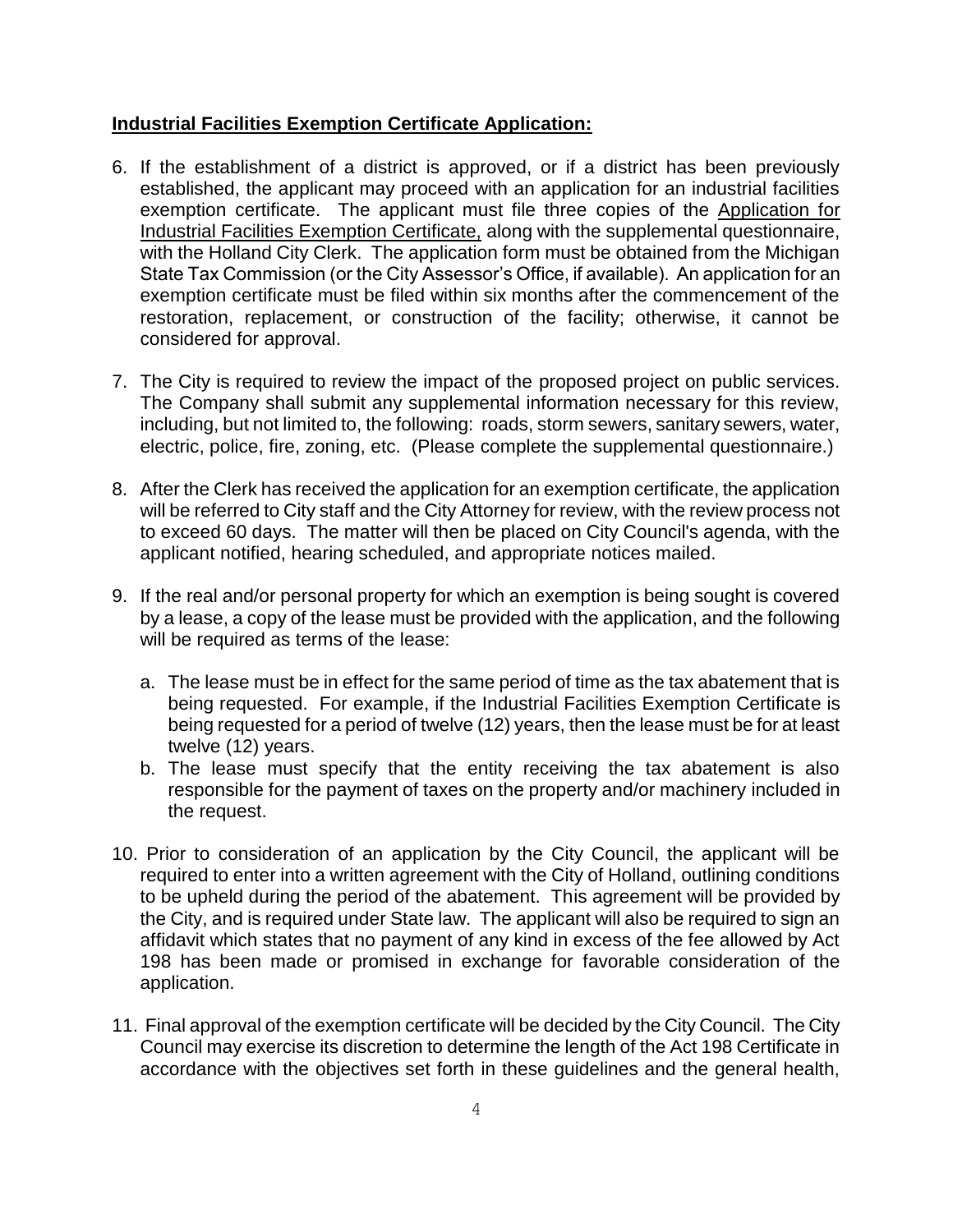**Industrial Facilities Exemption Certificate Application:**

6. If the establishment of a district is approved, or if a district has been previously established, the applicant may proceed with an application for an industrial facilities exemption certificate. The applicant must file three copies of the Application for Industrial Facilities Exemption Certificate, along with the supplemental questionnaire, with the Holland City Clerk. The application form must be obtained from the Michigan State Tax Commission (or the City Assessor's Office, if available). An application for an exemption certificate must be filed within six months after the commencement of the restoration, replacement, or construction of the facility; otherwise, it cannot be considered for approval.

7. The City is required to review the impact of the proposed project on public services. The Company shall submit any supplemental information necessary for this review, including, but not limited to, the following: roads, storm sewers, sanitary sewers, water, electric, police, fire, zoning, etc. (Please complete the supplemental questionnaire.)

8. After the Clerk has received the application for an exemption certificate, the application will be referred to City staff and the City Attorney for review, with the review process not to exceed 60 days. The matter will then be placed on City Council's agenda, with the applicant notified, hearing scheduled, and appropriate notices mailed.

9. If the real and/or personal property for which an exemption is being sought is covered by a lease, a copy of the lease must be provided with the application, and the following will be required as terms of the lease:

   a. The lease must be in effect for the same period of time as the tax abatement that is being requested. For example, if the Industrial Facilities Exemption Certificate is being requested for a period of twelve (12) years, then the lease must be for at least twelve (12) years.
   b. The lease must specify that the entity receiving the tax abatement is also responsible for the payment of taxes on the property and/or machinery included in the request.

10. Prior to consideration of an application by the City Council, the applicant will be required to enter into a written agreement with the City of Holland, outlining conditions to be upheld during the period of the abatement. This agreement will be provided by the City, and is required under State law. The applicant will also be required to sign an affidavit which states that no payment of any kind in excess of the fee allowed by Act 198 has been made or promised in exchange for favorable consideration of the application.

11. Final approval of the exemption certificate will be decided by the City Council. The City Council may exercise its discretion to determine the length of the Act 198 Certificate in accordance with the objectives set forth in these guidelines and the general health,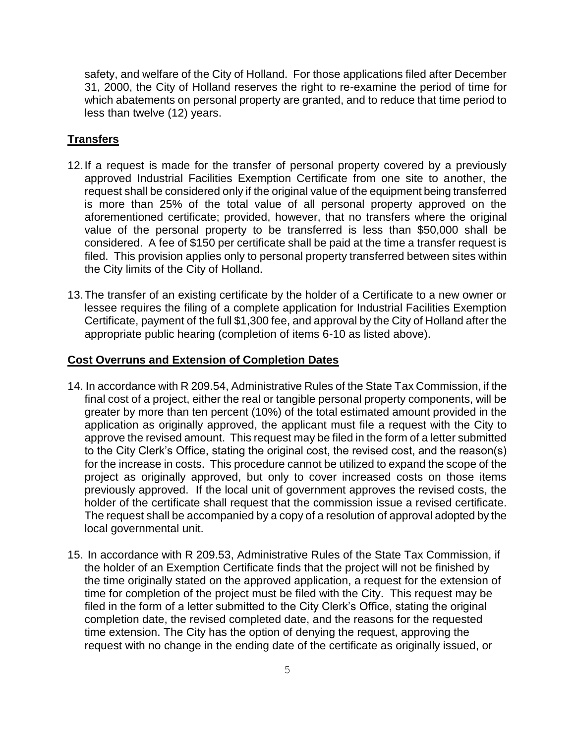safety, and welfare of the City of Holland. For those applications filed after December 31, 2000, the City of Holland reserves the right to re-examine the period of time for which abatements on personal property are granted, and to reduce that time period to less than twelve (12) years.

## Transfers

12. If a request is made for the transfer of personal property covered by a previously approved Industrial Facilities Exemption Certificate from one site to another, the request shall be considered only if the original value of the equipment being transferred is more than 25% of the total value of all personal property approved on the aforementioned certificate; provided, however, that no transfers where the original value of the personal property to be transferred is less than $50,000 shall be considered. A fee of $150 per certificate shall be paid at the time a transfer request is filed. This provision applies only to personal property transferred between sites within the City limits of the City of Holland.

13. The transfer of an existing certificate by the holder of a Certificate to a new owner or lessee requires the filing of a complete application for Industrial Facilities Exemption Certificate, payment of the full $1,300 fee, and approval by the City of Holland after the appropriate public hearing (completion of items 6-10 as listed above).

## Cost Overruns and Extension of Completion Dates

14. In accordance with R 209.54, Administrative Rules of the State Tax Commission, if the final cost of a project, either the real or tangible personal property components, will be greater by more than ten percent (10%) of the total estimated amount provided in the application as originally approved, the applicant must file a request with the City to approve the revised amount. This request may be filed in the form of a letter submitted to the City Clerk's Office, stating the original cost, the revised cost, and the reason(s) for the increase in costs. This procedure cannot be utilized to expand the scope of the project as originally approved, but only to cover increased costs on those items previously approved. If the local unit of government approves the revised costs, the holder of the certificate shall request that the commission issue a revised certificate. The request shall be accompanied by a copy of a resolution of approval adopted by the local governmental unit.

15. In accordance with R 209.53, Administrative Rules of the State Tax Commission, if the holder of an Exemption Certificate finds that the project will not be finished by the time originally stated on the approved application, a request for the extension of time for completion of the project must be filed with the City. This request may be filed in the form of a letter submitted to the City Clerk's Office, stating the original completion date, the revised completed date, and the reasons for the requested time extension. The City has the option of denying the request, approving the request with no change in the ending date of the certificate as originally issued, or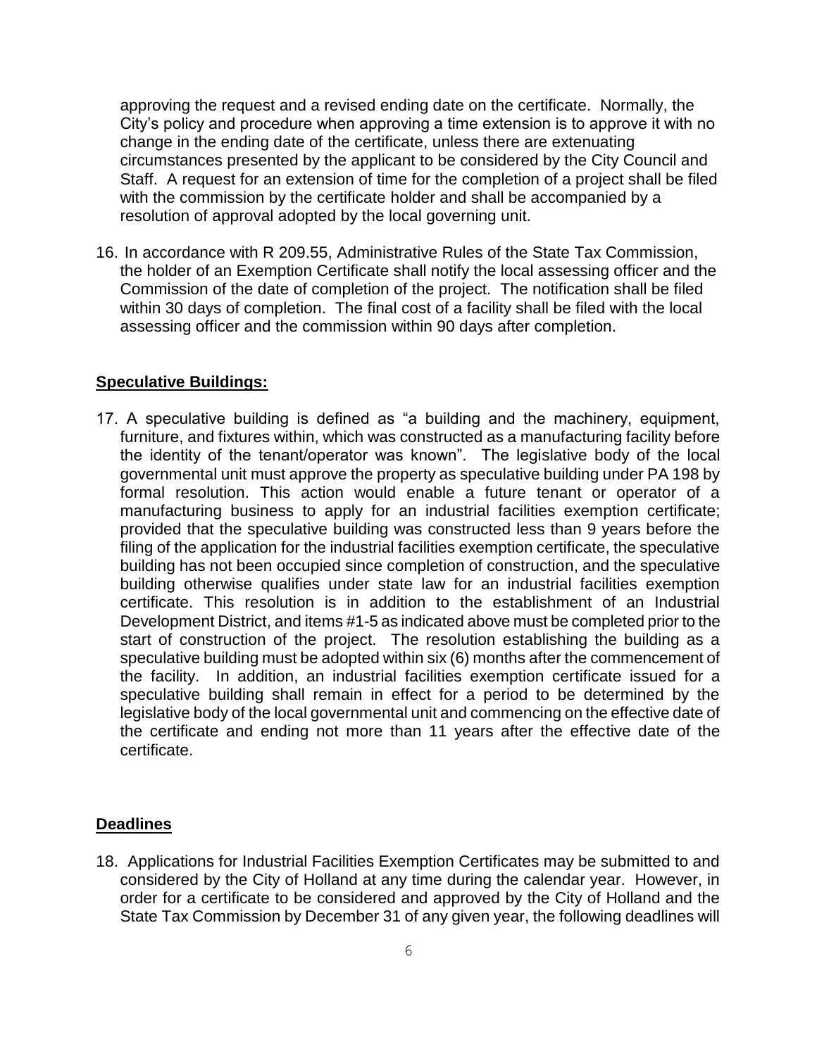approving the request and a revised ending date on the certificate. Normally, the City's policy and procedure when approving a time extension is to approve it with no change in the ending date of the certificate, unless there are extenuating circumstances presented by the applicant to be considered by the City Council and Staff. A request for an extension of time for the completion of a project shall be filed with the commission by the certificate holder and shall be accompanied by a resolution of approval adopted by the local governing unit.

16. In accordance with R 209.55, Administrative Rules of the State Tax Commission, the holder of an Exemption Certificate shall notify the local assessing officer and the Commission of the date of completion of the project. The notification shall be filed within 30 days of completion. The final cost of a facility shall be filed with the local assessing officer and the commission within 90 days after completion.

**Speculative Buildings:**

17. A speculative building is defined as "a building and the machinery, equipment, furniture, and fixtures within, which was constructed as a manufacturing facility before the identity of the tenant/operator was known". The legislative body of the local governmental unit must approve the property as speculative building under PA 198 by formal resolution. This action would enable a future tenant or operator of a manufacturing business to apply for an industrial facilities exemption certificate; provided that the speculative building was constructed less than 9 years before the filing of the application for the industrial facilities exemption certificate, the speculative building has not been occupied since completion of construction, and the speculative building otherwise qualifies under state law for an industrial facilities exemption certificate. This resolution is in addition to the establishment of an Industrial Development District, and items #1-5 as indicated above must be completed prior to the start of construction of the project. The resolution establishing the building as a speculative building must be adopted within six (6) months after the commencement of the facility. In addition, an industrial facilities exemption certificate issued for a speculative building shall remain in effect for a period to be determined by the legislative body of the local governmental unit and commencing on the effective date of the certificate and ending not more than 11 years after the effective date of the certificate.

**Deadlines**

18. Applications for Industrial Facilities Exemption Certificates may be submitted to and considered by the City of Holland at any time during the calendar year. However, in order for a certificate to be considered and approved by the City of Holland and the State Tax Commission by December 31 of any given year, the following deadlines will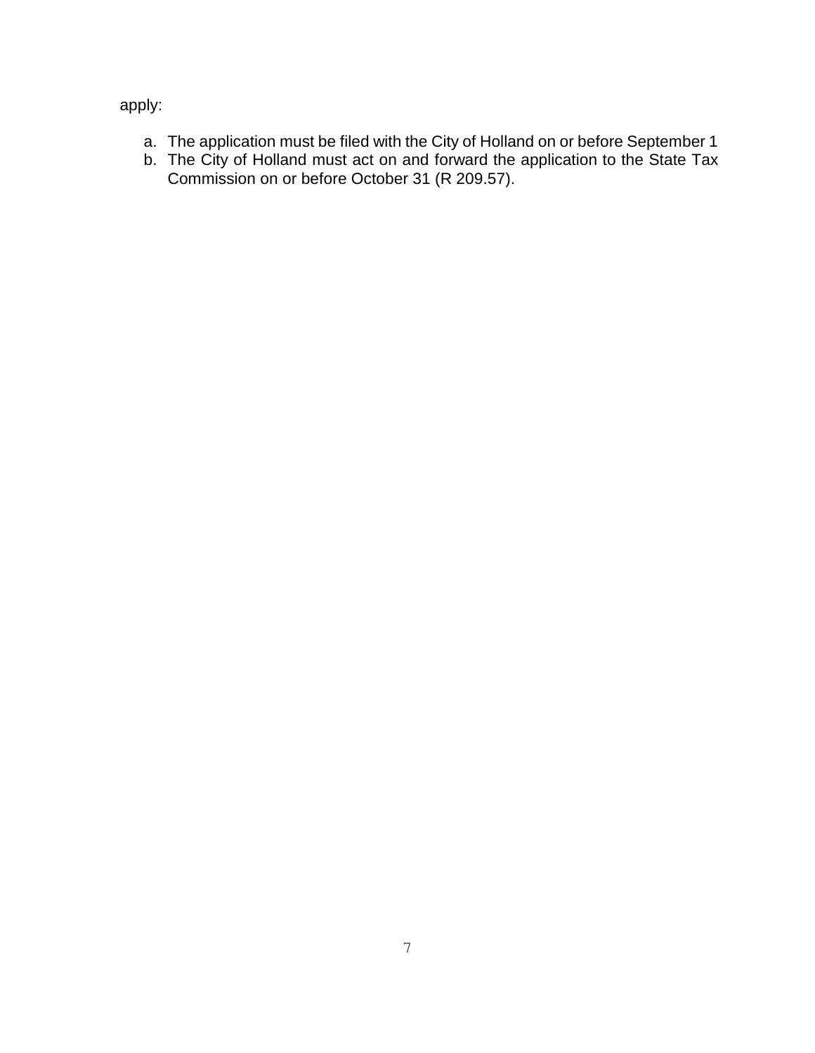apply:

a. The application must be filed with the City of Holland on or before September 1
b. The City of Holland must act on and forward the application to the State Tax Commission on or before October 31 (R 209.57).